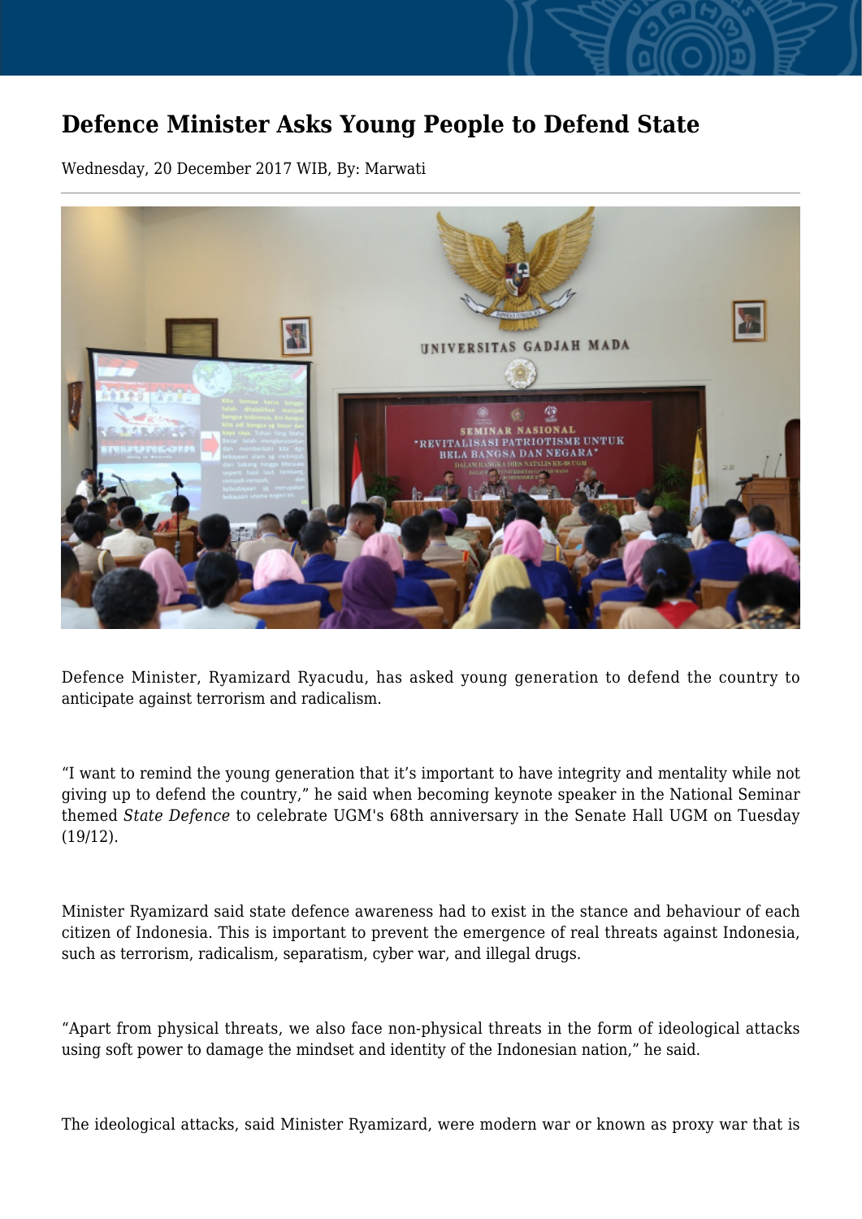# Defence Minister Asks Young People to Defend State

Wednesday, 20 December 2017 WIB, By: Marwati

Defence Minister, Ryamizard Ryacudu, has asked young generation to defend the country to anticipate against terrorism and radicalism.

“I want to remind the young generation that it’s important to have integrity and mentality while not giving up to defend the country,” he said when becoming keynote speaker in the National Seminar themed *State Defence* to celebrate UGM's 68th anniversary in the Senate Hall UGM on Tuesday (19/12).

Minister Ryamizard said state defence awareness had to exist in the stance and behaviour of each citizen of Indonesia. This is important to prevent the emergence of real threats against Indonesia, such as terrorism, radicalism, separatism, cyber war, and illegal drugs.

“Apart from physical threats, we also face non-physical threats in the form of ideological attacks using soft power to damage the mindset and identity of the Indonesian nation,” he said.

The ideological attacks, said Minister Ryamizard, were modern war or known as proxy war that is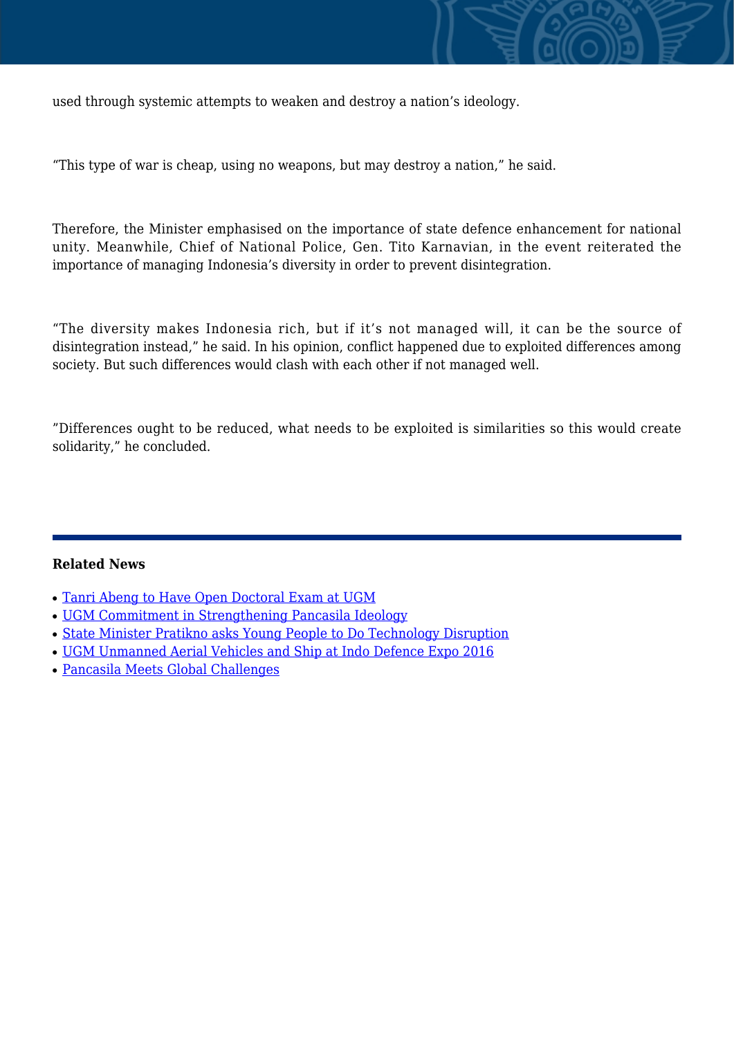used through systemic attempts to weaken and destroy a nation's ideology.

"This type of war is cheap, using no weapons, but may destroy a nation," he said.

Therefore, the Minister emphasised on the importance of state defence enhancement for national unity. Meanwhile, Chief of National Police, Gen. Tito Karnavian, in the event reiterated the importance of managing Indonesia's diversity in order to prevent disintegration.

"The diversity makes Indonesia rich, but if it's not managed will, it can be the source of disintegration instead," he said. In his opinion, conflict happened due to exploited differences among society. But such differences would clash with each other if not managed well.

"Differences ought to be reduced, what needs to be exploited is similarities so this would create solidarity," he concluded.

---

**Related News**

- Tanri Abeng to Have Open Doctoral Exam at UGM
- UGM Commitment in Strengthening Pancasila Ideology
- State Minister Pratikno asks Young People to Do Technology Disruption
- UGM Unmanned Aerial Vehicles and Ship at Indo Defence Expo 2016
- Pancasila Meets Global Challenges